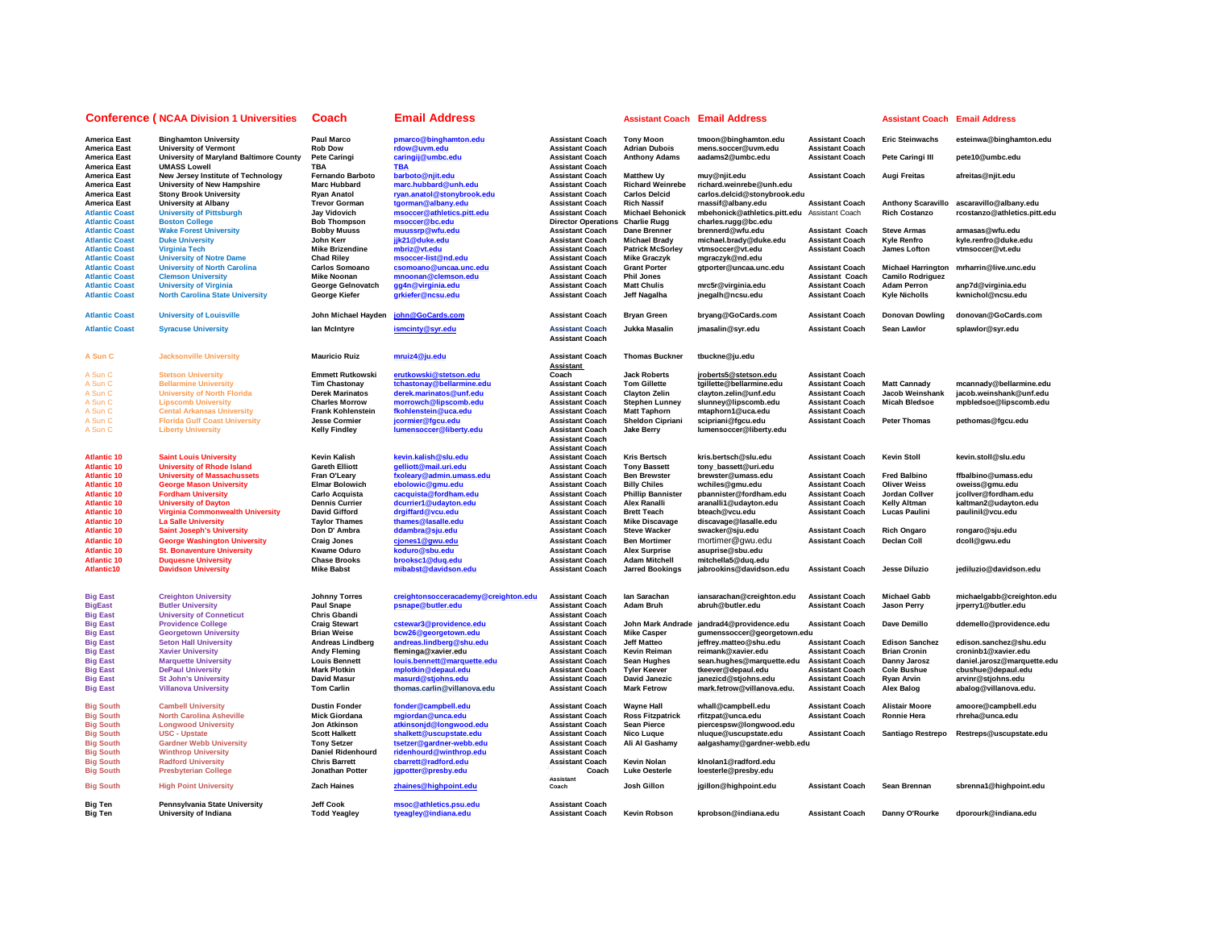| Conference ( NCAA Division 1 Universities | | Coach | Email Address | | Assistant Coach | Email Address | | Assistant Coach | Email Address |
|---|---|---|---|---|---|---|---|---|---|
| America East | Binghamton University | Paul Marco | pmarco@binghamton.edu | Assistant Coach | Tony Moon | tmoon@binghamton.edu | Assistant Coach | Eric Steinwachs | esteinwa@binghamton.edu |
| America East | University of Vermont | Rob Dow | rdow@uvm.edu | Assistant Coach | Adrian Dubois | mens.soccer@uvm.edu | Assistant Coach | | |
| America East | University of Maryland Baltimore County | Pete Caringi | caringij@umbc.edu | Assistant Coach | Anthony Adams | aadams2@umbc.edu | Assistant Coach | Pete Caringi III | pete10@umbc.edu |
| America East | UMASS Lowell | TBA | TBA | Assistant Coach | | | | | |
| America East | New Jersey Institute of Technology | Fernando Barboto | barboto@njit.edu | Assistant Coach | Matthew Uy | muy@njit.edu | Assistant Coach | Augi Freitas | afreitas@njit.edu |
| America East | University of New Hampshire | Marc Hubbard | marc.hubbard@unh.edu | Assistant Coach | Richard Weinrebe | richard.weinrebe@unh.edu | | | |
| America East | Stony Brook University | Ryan Anatol | ryan.anatol@stonybrook.edu | Assistant Coach | Carlos Delcid | carlos.delcid@stonybrook.edu | | | |
| America East | University at Albany | Trevor Gorman | tgorman@albany.edu | Assistant Coach | Rich Nassif | massif@albany.edu | Assistant Coach | Anthony Scaravillo | ascaravillo@albany.edu |
| Atlantic Coast | University of Pittsburgh | Jay Vidovich | msoccer@athletics.pitt.edu | Assistant Coach | Michael Behonick | mbehonick@athletics.pitt.edu | Assistant Coach | Rich Costanzo | rcostanzo@athletics.pitt.edu |
| Atlantic Coast | Boston College | Bob Thompson | msoccer@bc.edu | Director Operations | Charlie Rugg | charles.rugg@bc.edu | | | |
| Atlantic Coast | Wake Forest University | Bobby Muuss | muussrp@wfu.edu | Assistant Coach | Dane Brenner | brennerd@wfu.edu | Assistant Coach | Steve Armas | armasas@wfu.edu |
| Atlantic Coast | Duke University | John Kerr | jjk21@duke.edu | Assistant Coach | Michael Brady | michael.brady@duke.edu | Assistant Coach | Kyle Renfro | kyle.renfro@duke.edu |
| Atlantic Coast | Virginia Tech | Mike Brizendine | mbriz@vt.edu | Assistant Coach | Patrick McSorley | vtmsoccer@vt.edu | Assistant Coach | James Lofton | vtmsoccer@vt.edu |
| Atlantic Coast | University of Notre Dame | Chad Riley | msoccer-list@nd.edu | Assistant Coach | Mike Graczyk | mgraczyk@nd.edu | | | |
| Atlantic Coast | University of North Carolina | Carlos Somoano | csomoano@uncaa.unc.edu | Assistant Coach | Grant Porter | gtporter@uncaa.unc.edu | Assistant Coach | Michael Harrington | mrharrin@live.unc.edu |
| Atlantic Coast | Clemson University | Mike Noonan | mnoonan@clemson.edu | Assistant Coach | Phil Jones | | Assistant Coach | Camilo Rodriguez | |
| Atlantic Coast | University of Virginia | George Gelnovatch | gg4n@virginia.edu | Assistant Coach | Matt Chulis | mrc5r@virginia.edu | Assistant Coach | Adam Perron | anp7d@virginia.edu |
| Atlantic Coast | North Carolina State University | George Kiefer | grkiefer@ncsu.edu | Assistant Coach | Jeff Nagalha | jnegalh@ncsu.edu | Assistant Coach | Kyle Nicholls | kwnichol@ncsu.edu |
| Atlantic Coast | University of Louisville | John Michael Hayden | john@GoCards.com | Assistant Coach | Bryan Green | bryang@GoCards.com | Assistant Coach | Donovan Dowling | donovan@GoCards.com |
| Atlantic Coast | Syracuse University | Ian McIntyre | ismcinty@syr.edu | Assistant Coach / Assistant Coach | Jukka Masalin | jmasalin@syr.edu | Assistant Coach | Sean Lawlor | splawlor@syr.edu |
| A Sun C | Jacksonville University | Mauricio Ruiz | mruiz4@ju.edu | Assistant Coach | Thomas Buckner | tbuckne@ju.edu | | | |
| A Sun C | Stetson University | Emmett Rutkowski | erutkowski@stetson.edu | Assistant Coach | Jack Roberts | jroberts5@stetson.edu | Assistant Coach | | |
| A Sun C | Bellarmine University | Tim Chastonay | tchastonay@bellarmine.edu | Assistant Coach | Tom Gillette | tgillette@bellarmine.edu | Assistant Coach | Matt Cannady | mcannady@bellarmine.edu |
| A Sun C | University of North Florida | Derek Marinatos | derek.marinatos@unf.edu | Assistant Coach | Clayton Zelin | clayton.zelin@unf.edu | Assistant Coach | Jacob Weinshank | jacob.weinshank@unf.edu |
| A Sun C | Lipscomb University | Charles Morrow | morrowch@lipscomb.edu | Assistant Coach | Stephen Lunney | slunney@lipscomb.edu | Assistant Coach | Micah Bledsoe | mpbledsoe@lipscomb.edu |
| A Sun C | Cental Arkansas University | Frank Kohlenstein | fkohlenstein@uca.edu | Assistant Coach | Matt Taphorn | mtaphorn1@uca.edu | Assistant Coach | | |
| A Sun C | Florida Gulf Coast University | Jesse Cormier | jcormier@fgcu.edu | Assistant Coach | Sheldon Cipriani | scipriani@fgcu.edu | Assistant Coach | Peter Thomas | pethomas@fgcu.edu |
| A Sun C | Liberty University | Kelly Findley | lumensoccer@liberty.edu | Assistant Coach / Assistant Coach / Assistant Coach | Jake Berry | lumensoccer@liberty.edu | | | |
| Atlantic 10 | Saint Louis University | Kevin Kalish | kevin.kalish@slu.edu | Assistant Coach | Kris Bertsch | kris.bertsch@slu.edu | Assistant Coach | Kevin Stoll | kevin.stoll@slu.edu |
| Atlantic 10 | University of Rhode Island | Gareth Elliott | gelliott@mail.uri.edu | Assistant Coach | Tony Bassett | tony_bassett@uri.edu | | | |
| Atlantic 10 | University of Massachussets | Fran O'Leary | fxoleary@admin.umass.edu | Assistant Coach | Ben Brewster | brewster@umass.edu | Assistant Coach | Fred Balbino | ffbalbino@umass.edu |
| Atlantic 10 | George Mason University | Elmar Bolowich | ebolowic@gmu.edu | Assistant Coach | Billy Chiles | wchiles@gmu.edu | Assistant Coach | Oliver Weiss | oweiss@gmu.edu |
| Atlantic 10 | Fordham University | Carlo Acquista | cacquista@fordham.edu | Assistant Coach | Phillip Bannister | pbannister@fordham.edu | Assistant Coach | Jordan Collver | jcollver@fordham.edu |
| Atlantic 10 | University of Dayton | Dennis Currier | dcurrier1@udayton.edu | Assistant Coach | Alex Ranalli | aranalli1@udayton.edu | Assistant Coach | Kelly Altman | kaltman2@udayton.edu |
| Atlantic 10 | Virginia Commonwealth University | David Gifford | drgiffard@vcu.edu | Assistant Coach | Brett Teach | bteach@vcu.edu | Assistant Coach | Lucas Paulini | paulinil@vcu.edu |
| Atlantic 10 | La Salle University | Taylor Thames | thames@lasalle.edu | Assistant Coach | Mike Discavage | discavage@lasalle.edu | | | |
| Atlantic 10 | Saint Joseph's University | Don D' Ambra | ddambra@sju.edu | Assistant Coach | Steve Wacker | swacker@sju.edu | Assistant Coach | Rich Ongaro | rongaro@sju.edu |
| Atlantic 10 | George Washington University | Craig Jones | cjones1@gwu.edu | Assistant Coach | Ben Mortimer | mortimer@gwu.edu | Assistant Coach | Declan Coll | dcoll@gwu.edu |
| Atlantic 10 | St. Bonaventure University | Kwame Oduro | koduro@sbu.edu | Assistant Coach | Alex Surprise | asuprise@sbu.edu | | | |
| Atlantic 10 | Duquesne University | Chase Brooks | brooksc1@duq.edu | Assistant Coach | Adam Mitchell | mitchella5@duq.edu | | | |
| Atlantic10 | Davidson University | Mike Babst | mibabst@davidson.edu | Assistant Coach | Jarred Bookings | jabrookins@davidson.edu | Assistant Coach | Jesse Diluzio | jediluzio@davidson.edu |
| Big East | Creighton University | Johnny Torres | creightonsocceracademy@creighton.edu | Assistant Coach | Ian Sarachan | iansarachan@creighton.edu | Assistant Coach | Michael Gabb | michaelgabb@creighton.edu |
| BigEast | Butler University | Paul Snape | psnape@butler.edu | Assistant Coach | Adam Bruh | abruh@butler.edu | Assistant Coach | Jason Perry | jrperry1@butler.edu |
| Big East | University of Conneticut | Chris Gbandi | | Assistant Coach | | | | | |
| Big East | Providence College | Craig Stewart | cstewar3@providence.edu | Assistant Coach | John Mark Andrade | jandrad4@providence.edu | Assistant Coach | Dave Demillo | ddemello@providence.edu |
| Big East | Georgetown University | Brian Weise | bcw26@georgetown.edu | Assistant Coach | Mike Casper | gumenssoccer@georgetown.edu | | | |
| Big East | Seton Hall University | Andreas Lindberg | andreas.lindberg@shu.edu | Assistant Coach | Jeff Matteo | jeffrey.matteo@shu.edu | Assistant Coach | Edison Sanchez | edison.sanchez@shu.edu |
| Big East | Xavier University | Andy Fleming | fleminga@xavier.edu | Assistant Coach | Kevin Reiman | reimank@xavier.edu | Assistant Coach | Brian Cronin | croninb1@xavier.edu |
| Big East | Marquette University | Louis Bennett | louis.bennett@marquette.edu | Assistant Coach | Sean Hughes | sean.hughes@marquette.edu | Assistant Coach | Danny Jarosz | daniel.jarosz@marquette.edu |
| Big East | DePaul University | Mark Plotkin | mplotkin@depaul.edu | Assistant Coach | Tyler Keever | tkeever@depaul.edu | Assistant Coach | Cole Bushue | cbushue@depaul.edu |
| Big East | St John's University | David Masur | masurd@stjohns.edu | Assistant Coach | David Janezic | janezicd@stjohns.edu | Assistant Coach | Ryan Arvin | arvinr@stjohns.edu |
| Big East | Villanova University | Tom Carlin | thomas.carlin@villanova.edu | Assistant Coach | Mark Fetrow | mark.fetrow@villanova.edu. | Assistant Coach | Alex Balog | abalog@villanova.edu. |
| Big South | Campbell University | Dustin Fonder | fonder@campbell.edu | Assistant Coach | Wayne Hall | whall@campbell.edu | Assistant Coach | Alistair Moore | amoore@campbell.edu |
| Big South | North Carolina Asheville | Mick Giordana | mgiordan@unca.edu | Assistant Coach | Ross Fitzpatrick | rfitzpat@unca.edu | Assistant Coach | Ronnie Hera | rhreha@unca.edu |
| Big South | Longwood University | Jon Atkinson | atkinsonjd@longwood.edu | Assistant Coach | Sean Pierce | piercespsw@longwood.edu | | | |
| Big South | USC - Upstate | Scott Halkett | shalkett@uscupstate.edu | Assistant Coach | Nico Luque | nluque@uscupstate.edu | Assistant Coach | Santiago Restrepo | Restreps@uscupstate.edu |
| Big South | Gardner Webb University | Tony Setzer | tsetzer@gardner-webb.edu | Assistant Coach | Ali Al Gashamy | aalgashamy@gardner-webb.edu | | | |
| Big South | Winthrop University | Daniel Ridenhourd | ridenhourd@winthrop.edu | Assistant Coach | | | | | |
| Big South | Radford University | Chris Barrett | cbarrett@radford.edu | Assistant Coach | Kevin Nolan | klnolan1@radford.edu | | | |
| Big South | Presbyterian College | Jonathan Potter | jgpotter@presby.edu | Coach | Luke Oesterle | loesterle@presby.edu | | | |
| Big South | High Point University | Zach Haines | zhaines@highpoint.edu | Assistant Coach | Josh Gillon | jgillon@highpoint.edu | Assistant Coach | Sean Brennan | sbrenna1@highpoint.edu |
| Big Ten | Pennsylvania State University | Jeff Cook | msoc@athletics.psu.edu | Assistant Coach | | | | | |
| Big Ten | University of Indiana | Todd Yeagley | tyeagley@indiana.edu | Assistant Coach | Kevin Robson | kprobson@indiana.edu | Assistant Coach | Danny O'Rourke | dporourk@indiana.edu |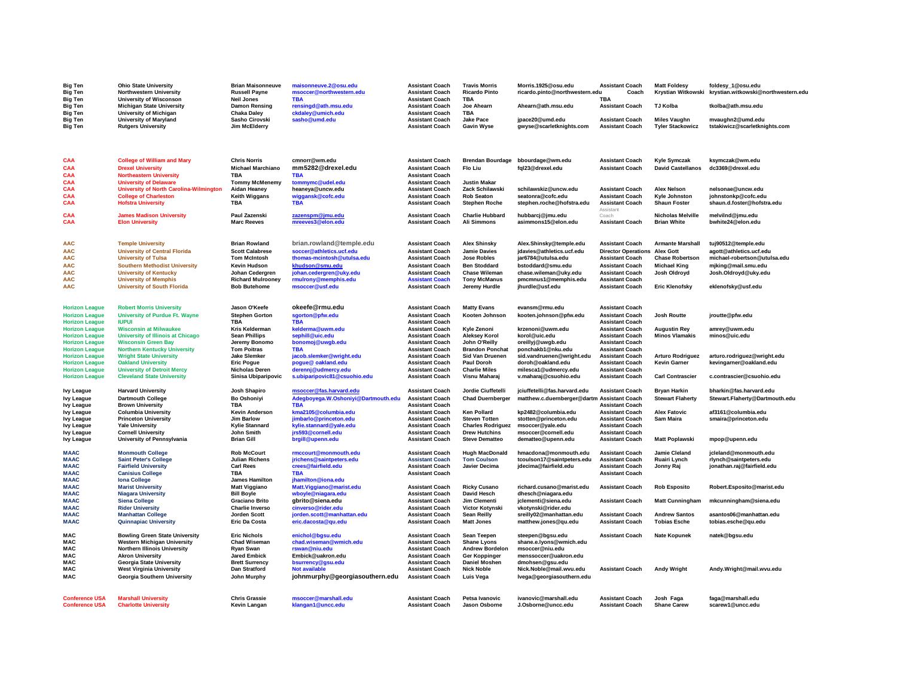| Conference | School | Head Coach | Email | Title | Name | Email | Title | Name | Email |
|---|---|---|---|---|---|---|---|---|---|
| Big Ten | Ohio State University | Brian Maisonneuve | maisonneuve.2@osu.edu | Assistant Coach | Travis Morris | Morris.1925@osu.edu | Assistant Coach | Matt Foldesy | foldesy_1@osu.edu |
| Big Ten | Northwestern University | Russell Payne | msoccer@northwestern.edu | Assistant Coach | Ricardo Pinto | ricardo.pinto@northwestern.edu | Coach | Krystian Witkowski | krystian.witkowski@northwestern.edu |
| Big Ten | University of Wisconson | Neil Jones | TBA | Assistant Coach | TBA | | TBA | | |
| Big Ten | Michigan State University | Damon Rensing | rensingd@ath.msu.edu | Assistant Coach | Joe Ahearn | Ahearn@ath.msu.edu | Assistant Coach | TJ Kolba | tkolba@ath.msu.edu |
| Big Ten | University of Michigan | Chaka Daley | ckdaley@umich.edu | Assistant Coach | TBA | | | | |
| Big Ten | University of Maryland | Sasho Cirovski | sasho@umd.edu | Assistant Coach | Jake Pace | jpace20@umd.edu | Assistant Coach | Miles Vaughn | mvaughn2@umd.edu |
| Big Ten | Rutgers University | Jim McElderry | | Assistant Coach | Gavin Wyse | gwyse@scarletknights.com | Assistant Coach | Tyler Stackowicz | tstakiwicz@scarletknights.com |
| CAA | College of William and Mary | Chris Norris | cmnorr@wm.edu | Assistant Coach | Brendan Bourdage | bbourdage@wm.edu | Assistant Coach | Kyle Symczak | ksymczak@wm.edu |
| CAA | Drexel University | Michael Marchiano | mm5282@drexel.edu | Assistant Coach | Flo Liu | fql23@drexel.edu | Assistant Coach | David Castellanos | dc3369@drexel.edu |
| CAA | Northeastern University | TBA | TBA | Assistant Coach | | | | | |
| CAA | University of Delaware | Tommy McMenemy | tommymc@udel.edu | Assistant Coach | Justin Makar | | | | |
| CAA | University of North Carolina-Wilmington | Aidan Heaney | heaneya@uncw.edu | Assistant Coach | Zack Schilawski | schilawskiz@uncw.edu | Assistant Coach | Alex Nelson | nelsonae@uncw.edu |
| CAA | College of Charleston | Keith Wiggans | wiggansk@cofc.edu | Assistant Coach | Rob Seaton | seatonra@cofc.edu | Assistant Coach | Kyle Johnston | johnstonkp@cofc.edu |
| CAA | Hofstra University | TBA | TBA | Assistant Coach | Stephen Roche | stephen.roche@hofstra.edu | Assistant Coach | Shaun Foster | shaun.d.foster@hofstra.edu |
| CAA | James Madison University | Paul Zazenski | zazenspm@jmu.edu | Assistant Coach | Charlie Hubbard | hubbarcj@jmu.edu | Assistant Coach | Nicholas Melville | melvilnd@jmu.edu |
| CAA | Elon University | Marc Reeves | mreeves3@elon.edu | Assistant Coach | Ali Simmons | asimmons15@elon.edu | Assistant Coach | Brian White | bwhite24@elon.edu |
| AAC | Temple University | Brian Rowland | brian.rowland@temple.edu | Assistant Coach | Alex Shinsky | Alex.Shinsky@temple.edu | Assistant Coach | Armante Marshall | tuj90512@temple.edu |
| AAC | University of Central Florida | Scott Calabrese | soccer@athletics.ucf.edu | Assistant Coach | Jamie Davies | jdavies@athletics.ucf.edu | Director Operations | Alex Gott | agott@athletics.ucf.edu |
| AAC | University of Tulsa | Tom McIntosh | thomas-mcintosh@utulsa.edu | Assistant Coach | Jose Robles | jar6784@utulsa.edu | Assistant Coach | Chase Robertson | michael-robertson@utulsa.edu |
| AAC | Southern Methodist University | Kevin Hudson | khudson@smu.edu | Assistant Coach | Ben Stoddard | bstoddard@smu.edu | Assistant Coach | Michael King | mjking@mail.smu.edu |
| AAC | University of Kentucky | Johan Cedergren | johan.cedergren@uky.edu | Assistant Coach | Chase Wileman | chase.wileman@uky.edu | Assistant Coach | Josh Oldroyd | Josh.Oldroyd@uky.edu |
| AAC | University of Memphis | Richard Mulrooney | rmulrony@memphis.edu | Assistant Coach | Tony McManus | pmcmnus1@memphis.edu | Assistant Coach | | |
| AAC | University of South Florida | Bob Butehome | msoccer@usf.edu | Assistant Coach | Jeremy Hurdle | jhurdle@usf.edu | Assistant Coach | Eric Klenofsky | eklenofsky@usf.edu |
| Horizon League | Robert Morris University | Jason O'Keefe | okeefe@rmu.edu | Assistant Coach | Matty Evans | evansm@rmu.edu | Assistant Coach | | |
| Horizon League | University of Purdue Ft. Wayne | Stephen Gorton | sgorton@pfw.edu | Assistant Coach | Kooten Johnson | kooten.johnson@pfw.edu | Assistant Coach | Josh Routte | jroutte@pfw.edu |
| Horizon League | IUPUI | TBA | TBA | Assistant Coach | | | Assistant Coach | | |
| Horizon League | Wisconsin at Milwaukee | Kris Kelderman | kelderma@uwm.edu | Assistant Coach | Kyle Zenoni | krzenoni@uwm.edu | Assistant Coach | Augustin Rey | amrey@uwm.edu |
| Horizon League | University of Illinois at Chicago | Sean Phillips | sephill@uic.edu | Assistant Coach | Aleksey Korol | korol@uic.edu | Assistant Coach | Minos Vlamakis | minos@uic.edu |
| Horizon League | Wisconsin Green Bay | Jeremy Bonomo | bonomoj@uwgb.edu | Assistant Coach | John O'Reilly | oreillyj@uwgb.edu | Assistant Coach | | |
| Horizon League | Northern Kentucky University | Tom Poitras | TBA | Assistant Coach | Brandon Ponchat | ponchakb1@nku.edu | Assistant Coach | | |
| Horizon League | Wright State University | Jake Slemker | jacob.slemker@wright.edu | Assistant Coach | Sid Van Druenen | sid.vandruenen@wright.edu | Assistant Coach | Arturo Rodriguez | arturo.rodriguez@wright.edu |
| Horizon League | Oakland University | Eric Pogue | pogue@ oakland.edu | Assistant Coach | Paul Doroh | doroh@oakland.edu | Assistant Coach | Kevin Garner | kevingarner@oakland.edu |
| Horizon League | University of Detroit Mercy | Nicholas Deren | derennj@udmercy.edu | Assistant Coach | Charlie Miles | milesca1@udmercy.edu | Assistant Coach | | |
| Horizon League | Cleveland State University | Sinisa Ubiparipovic | s.ubiparipovic81@csuohio.edu | Assistant Coach | Visnu Maharaj | v.maharaj@csuohio.edu | Assistant Coach | Carl Contrascier | c.contrascier@csuohio.edu |
| Ivy League | Harvard University | Josh Shapiro | msoccer@fas.harvard.edu | Assistant Coach | Jordie Ciuffetelli | jciuffetelli@fas.harvard.edu | Assistant Coach | Bryan Harkin | bharkin@fas.harvard.edu |
| Ivy League | Dartmouth College | Bo Oshoniyi | Adegboyega.W.Oshoniyi@Dartmouth.edu | Assistant Coach | Chad Duernberger | matthew.c.duernberger@dartm | Assistant Coach | Stewart Flaherty | Stewart.Flaherty@Dartmouth.edu |
| Ivy League | Brown University | TBA | TBA | Assistant Coach | | | Assistant Coach | | |
| Ivy League | Columbia University | Kevin Anderson | kma2105@columbia.edu | Assistant Coach | Ken Pollard | kp2482@columbia.edu | Assistant Coach | Alex Fatovic | af3161@columbia.edu |
| Ivy League | Princeton University | Jim Barlow | jimbarlo@princeton.edu | Assistant Coach | Steven Totten | stotten@princeton.edu | Assistant Coach | Sam Maira | smaira@princeton.edu |
| Ivy League | Yale University | Kylie Stannard | kylie.stannard@yale.edu | Assistant Coach | Charles Rodriguez | msoccer@yale.edu | Assistant Coach | | |
| Ivy League | Cornell University | John Smith | jrs593@cornell.edu | Assistant Coach | Drew Hutchins | msoccer@cornell.edu | Assistant Coach | | |
| Ivy League | University of Pennsylvania | Brian Gill | brgill@upenn.edu | Assistant Coach | Steve Dematteo | dematteo@upenn.edu | Assistant Coach | Matt Poplawski | mpop@upenn.edu |
| MAAC | Monmouth College | Rob McCourt | rmccourt@monmouth.edu | Assistant Coach | Hugh MacDonald | hmacdona@monmouth.edu | Assistant Coach | Jamie Cleland | jcleland@monmouth.edu |
| MAAC | Saint Peter's College | Julian Richens | jrichens@saintpeters.edu | Assistant Coach | Tom Coulson | tcoulson17@saintpeters.edu | Assistant Coach | Ruairi Lynch | rlynch@saintpeters.edu |
| MAAC | Fairfield University | Carl Rees | crees@fairfield.edu | Assistant Coach | Javier Decima | jdecima@fairfield.edu | Assistant Coach | Jonny Raj | jonathan.raj@fairfield.edu |
| MAAC | Canisius College | TBA | TBA | Assistant Coach | | | Assistant Coach | | |
| MAAC | Iona College | James Hamilton | jhamilton@iona.edu | | | | | | |
| MAAC | Marist University | Matt Viggiano | Matt.Viggiano@marist.edu | Assistant Coach | Ricky Cusano | richard.cusano@marist.edu | Assistant Coach | Rob Esposito | Robert.Esposito@marist.edu |
| MAAC | Niagara University | Bill Boyle | wboyle@niagara.edu | Assistant Coach | David Hesch | dhesch@niagara.edu | | | |
| MAAC | Siena College | Graciano Brito | gbrito@siena.edu | Assistant Coach | Jim Clementi | jclementi@siena.edu | Assistant Coach | Matt Cunningham | mkcunningham@siena.edu |
| MAAC | Rider University | Charlie Inverso | cinverso@rider.edu | Assistant Coach | Victor Kotynski | vkotynski@rider.edu | | | |
| MAAC | Manhattan College | Jorden Scott | jorden.scott@manhattan.edu | Assistant Coach | Sean Reilly | sreilly02@manhattan.edu | Assistant Coach | Andrew Santos | asantos06@manhattan.edu |
| MAAC | Quinnapiac University | Eric Da Costa | eric.dacosta@qu.edu | Assistant Coach | Matt Jones | matthew.jones@qu.edu | Assistant Coach | Tobias Esche | tobias.esche@qu.edu |
| MAC | Bowling Green State University | Eric Nichols | enichol@bgsu.edu | Assistant Coach | Sean Teepen | steepen@bgsu.edu | Assistant Coach | Nate Kopunek | natek@bgsu.edu |
| MAC | Western Michigan University | Chad Wiseman | chad.wiseman@wmich.edu | Assistant Coach | Shane Lyons | shane.e.lyons@wmich.edu | | | |
| MAC | Northern Illinois University | Ryan Swan | rswan@niu.edu | Assistant Coach | Andrew Bordelon | msoccer@niu.edu | | | |
| MAC | Akron University | Jared Embick | Embick@uakron.edu | Assistant Coach | Ger Koppinger | menssoccer@uakron.edu | | | |
| MAC | Georgia State University | Brett Surrency | bsurrency@gsu.edu | Assistant Coach | Daniel Moshen | dmohsen@gsu.edu | | | |
| MAC | West Virginia University | Dan Stratford | Not available | Assistant Coach | Nick Noble | Nick.Noble@mail.wvu.edu | Assistant Coach | Andy Wright | Andy.Wright@mail.wvu.edu |
| MAC | Georgia Southern University | John Murphy | johnmurphy@georgiasouthern.edu | Assistant Coach | Luis Vega | lvega@georgiasouthern.edu | | | |
| Conference USA | Marshall University | Chris Grassie | msoccer@marshall.edu | Assistant Coach | Petsa Ivanovic | ivanovic@marshall.edu | Assistant Coach | Josh Faga | faga@marshall.edu |
| Conference USA | Charlotte University | Kevin Langan | klangan1@uncc.edu | Assistant Coach | Jason Osborne | J.Osborne@uncc.edu | Assistant Coach | Shane Carew | scarew1@uncc.edu |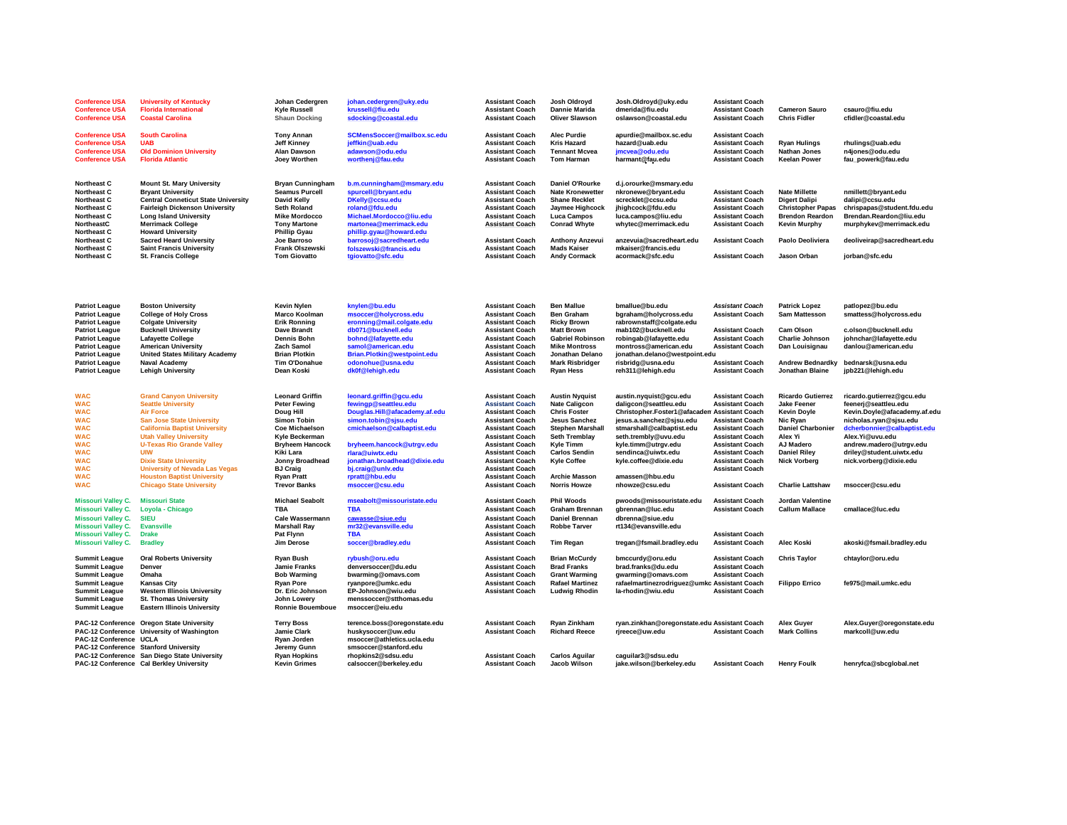| Conference | School | Head Coach | Email | Title | Name | Email | Title | Name | Email |
|---|---|---|---|---|---|---|---|---|---|
| Conference USA | University of Kentucky | Johan Cedergren | johan.cedergren@uky.edu | Assistant Coach | Josh Oldroyd | Josh.Oldroyd@uky.edu | Assistant Coach | | |
| Conference USA | Florida International | Kyle Russell | krussell@fiu.edu | Assistant Coach | Dannie Marida | dmerida@fiu.edu | Assistant Coach | Cameron Sauro | csauro@fiu.edu |
| Conference USA | Coastal Carolina | Shaun Docking | sdocking@coastal.edu | Assistant Coach | Oliver Slawson | oslawson@coastal.edu | Assistant Coach | Chris Fidler | cfidler@coastal.edu |
| | | | | | | | | | |
| Conference USA | South Carolina | Tony Annan | SCMensSoccer@mailbox.sc.edu | Assistant Coach | Alec Purdie | apurdie@mailbox.sc.edu | Assistant Coach | | |
| Conference USA | UAB | Jeff Kinney | jeffkin@uab.edu | Assistant Coach | Kris Hazard | hazard@uab.edu | Assistant Coach | Ryan Hulings | rhulings@uab.edu |
| Conference USA | Old Dominion University | Alan Dawson | adawson@odu.edu | Assistant Coach | Tennant Mcvea | jmcvea@odu.edu | Assistant Coach | Nathan Jones | n4jones@odu.edu |
| Conference USA | Florida Atlantic | Joey Worthen | worthenj@fau.edu | Assistant Coach | Tom Harman | harmant@fau.edu | Assistant Coach | Keelan Power | fau_powerk@fau.edu |
| | | | | | | | | | |
| Northeast C | Mount St. Mary University | Bryan Cunningham | b.m.cunningham@msmary.edu | Assistant Coach | Daniel O'Rourke | d.j.orourke@msmary.edu | | | |
| Northeast C | Bryant University | Seamus Purcell | spurcell@bryant.edu | Assistant Coach | Nate Kronewetter | nkronewe@bryant.edu | Assistant Coach | Nate Millette | nmillett@bryant.edu |
| Northeast C | Central Conneticut State University | David Kelly | DKelly@ccsu.edu | Assistant Coach | Shane Recklet | screcklet@ccsu.edu | Assistant Coach | Digert Dalipi | dalipi@ccsu.edu |
| Northeast C | Fairleigh Dickenson University | Seth Roland | roland@fdu.edu | Assistant Coach | Jaymee Highcock | jhighcock@fdu.edu | Assistant Coach | Christopher Papas | chrispapas@student.fdu.edu |
| Northeast C | Long Island University | Mike Mordocco | Michael.Mordocco@liu.edu | Assistant Coach | Luca Campos | luca.campos@liu.edu | Assistant Coach | Brendon Reardon | Brendan.Reardon@liu.edu |
| NortheastC | Merrimack College | Tony Martone | martonea@merrimack.edu | Assistant Coach | Conrad Whyte | whytec@merrimack.edu | Assistant Coach | Kevin Murphy | murphykev@merrimack.edu |
| Northeast C | Howard University | Phillip Gyau | phillip.gyau@howard.edu | | | | | | |
| Northeast C | Sacred Heard University | Joe Barroso | barrosoj@sacredheart.edu | Assistant Coach | Anthony Anzevui | anzevuia@sacredheart.edu | Assistant Coach | Paolo Deoliviera | deoliveirap@sacredheart.edu |
| Northeast C | Saint Francis University | Frank Olszewski | folszewski@francis.edu | Assistant Coach | Mads Kaiser | mkaiser@francis.edu | | | |
| Northeast C | St. Francis College | Tom Giovatto | tgiovatto@sfc.edu | Assistant Coach | Andy Cormack | acormack@sfc.edu | Assistant Coach | Jason Orban | jorban@sfc.edu |
| | | | | | | | | | |
| Patriot League | Boston University | Kevin Nylen | knylen@bu.edu | Assistant Coach | Ben Mallue | bmallue@bu.edu | *Assistant Coach* | Patrick Lopez | patlopez@bu.edu |
| Patriot League | College of Holy Cross | Marco Koolman | msoccer@holycross.edu | Assistant Coach | Ben Graham | bgraham@holycross.edu | Assistant Coach | Sam Mattesson | smattess@holycross.edu |
| Patriot League | Colgate University | Erik Ronning | eronning@mail.colgate.edu | Assistant Coach | Ricky Brown | rabrownstaff@colgate.edu | | | |
| Patriot League | Bucknell University | Dave Brandt | db071@bucknell.edu | Assistant Coach | Matt Brown | mab102@bucknell.edu | Assistant Coach | Cam Olson | c.olson@bucknell.edu |
| Patriot League | Lafayette College | Dennis Bohn | bohnd@lafayette.edu | Assistant Coach | Gabriel Robinson | robingab@lafayette.edu | Assistant Coach | Charlie Johnson | johnchar@lafayette.edu |
| Patriot League | American University | Zach Samol | samol@american.edu | Assistant Coach | Mike Montross | montross@american.edu | Assistant Coach | Dan Louisignau | danlou@american.edu |
| Patriot League | United States Military Academy | Brian Plotkin | Brian.Plotkin@westpoint.edu | Assistant Coach | Jonathan Delano | jonathan.delano@westpoint.edu | | | |
| Patriot League | Naval Academy | Tim O'Donahue | odonohue@usna.edu | Assistant Coach | Mark Risbridger | risbridg@usna.edu | Assistant Coach | Andrew Bednardky | bednarsk@usna.edu |
| Patriot League | Lehigh University | Dean Koski | dk0f@lehigh.edu | Assistant Coach | Ryan Hess | reh311@lehigh.edu | Assistant Coach | Jonathan Blaine | jpb221@lehigh.edu |
| | | | | | | | | | |
| WAC | Grand Canyon University | Leonard Griffin | leonard.griffin@gcu.edu | Assistant Coach | Austin Nyquist | austin.nyquist@gcu.edu | Assistant Coach | Ricardo Gutierrez | ricardo.gutierrez@gcu.edu |
| WAC | Seattle University | Peter Fewing | fewingp@seattleu.edu | Assistant Coach | Nate Caligcon | daligcon@seattleu.edu | Assistant Coach | Jake Feener | feenerj@seattleu.edu |
| WAC | Air Force | Doug Hill | Douglas.Hill@afacademy.af.edu | Assistant Coach | Chris Foster | Christopher.Foster1@afacadem | Assistant Coach | Kevin Doyle | Kevin.Doyle@afacademy.af.edu |
| WAC | San Jose State University | Simon Tobin | simon.tobin@sjsu.edu | Assistant Coach | Jesus Sanchez | jesus.a.sanchez@sjsu.edu | Assistant Coach | Nic Ryan | nicholas.ryan@sjsu.edu |
| WAC | California Baptist University | Coe Michaelson | cmichaelson@calbaptist.edu | Assistant Coach | Stephen Marshall | stmarshall@calbaptist.edu | Assistant Coach | Daniel Charbonier | dcherbonnier@calbaptist.edu |
| WAC | Utah Valley University | Kyle Beckerman | | Assistant Coach | Seth Tremblay | seth.trembly@uvu.edu | Assistant Coach | Alex Yi | Alex.Yi@uvu.edu |
| WAC | U-Texas Rio Grande Valley | Bryheem Hancock | bryheem.hancock@utrgv.edu | Assistant Coach | Kyle Timm | kyle.timm@utrgv.edu | Assistant Coach | AJ Madero | andrew.madero@utrgv.edu |
| WAC | UIW | Kiki Lara | rlara@uiwtx.edu | Assistant Coach | Carlos Sendin | sendinca@uiwtx.edu | Assistant Coach | Daniel Riley | driley@student.uiwtx.edu |
| WAC | Dixie State University | Jonny Broadhead | jonathan.broadhead@dixie.edu | Assistant Coach | Kyle Coffee | kyle.coffee@dixie.edu | Assistant Coach | Nick Vorberg | nick.vorberg@dixie.edu |
| WAC | University of Nevada Las Vegas | BJ Craig | bj.craig@unlv.edu | Assistant Coach | | | Assistant Coach | | |
| WAC | Houston Baptist University | Ryan Pratt | rpratt@hbu.edu | Assistant Coach | Archie Masson | amassen@hbu.edu | | | |
| WAC | Chicago State University | Trevor Banks | msoccer@csu.edu | Assistant Coach | Norris Howze | nhowze@csu.edu | Assistant Coach | Charlie Lattshaw | msoccer@csu.edu |
| | | | | | | | | | |
| Missouri Valley C. | Missouri State | Michael Seabolt | mseabolt@missouristate.edu | Assistant Coach | Phil Woods | pwoods@missouristate.edu | Assistant Coach | Jordan Valentine | |
| Missouri Valley C. | Loyola - Chicago | TBA | TBA | Assistant Coach | Graham Brennan | gbrennan@luc.edu | Assistant Coach | Callum Mallace | cmallace@luc.edu |
| Missouri Valley C. | SIEU | Cale Wassermann | cawasse@siue.edu | Assistant Coach | Daniel Brennan | dbrenna@siue.edu | | | |
| Missouri Valley C. | Evansville | Marshall Ray | mr32@evansville.edu | Assistant Coach | Robbe Tarver | rt134@evansville.edu | | | |
| Missouri Valley C. | Drake | Pat Flynn | TBA | Assistant Coach | | | Assistant Coach | | |
| Missouri Valley C. | Bradley | Jim Derose | soccer@bradley.edu | Assistant Coach | Tim Regan | tregan@fsmail.bradley.edu | Assistant Coach | Alec Koski | akoski@fsmail.bradley.edu |
| | | | | | | | | | |
| Summit League | Oral Roberts University | Ryan Bush | rybush@oru.edu | Assistant Coach | Brian McCurdy | bmccurdy@oru.edu | Assistant Coach | Chris Taylor | chtaylor@oru.edu |
| Summit League | Denver | Jamie Franks | denversoccer@du.edu | Assistant Coach | Brad Franks | brad.franks@du.edu | Assistant Coach | | |
| Summit League | Omaha | Bob Warming | bwarming@omavs.com | Assistant Coach | Grant Warming | gwarming@omavs.com | Assistant Coach | | |
| Summit League | Kansas City | Ryan Pore | ryanpore@umkc.edu | Assistant Coach | Rafael Martinez | rafaelmartinezrodriguez@umkc | Assistant Coach | Filippo Errico | fe975@mail.umkc.edu |
| Summit League | Western Illinois University | Dr. Eric Johnson | EP-Johnson@wiu.edu | Assistant Coach | Ludwig Rhodin | la-rhodin@wiu.edu | Assistant Coach | | |
| Summit League | St. Thomas University | John Lowery | menssoccer@stthomas.edu | | | | | | |
| Summit League | Eastern Illinois University | Ronnie Bouemboue | msoccer@eiu.edu | | | | | | |
| | | | | | | | | | |
| PAC-12 Conference | Oregon State University | Terry Boss | terence.boss@oregonstate.edu | Assistant Coach | Ryan Zinkham | ryan.zinkhan@oregonstate.edu | Assistant Coach | Alex Guyer | Alex.Guyer@oregonstate.edu |
| PAC-12 Conference | University of Washington | Jamie Clark | huskysoccer@uw.edu | Assistant Coach | Richard Reece | rjreece@uw.edu | Assistant Coach | Mark Collins | markcoll@uw.edu |
| PAC-12 Conference | UCLA | Ryan Jorden | msoccer@athletics.ucla.edu | | | | | | |
| PAC-12 Conference | Stanford University | Jeremy Gunn | smsoccer@stanford.edu | | | | | | |
| PAC-12 Conference | San Diego State University | Ryan Hopkins | rhopkins2@sdsu.edu | Assistant Coach | Carlos Aguilar | caguilar3@sdsu.edu | | | |
| PAC-12 Conference | Cal Berkley University | Kevin Grimes | calsoccer@berkeley.edu | Assistant Coach | Jacob Wilson | jake.wilson@berkeley.edu | Assistant Coach | Henry Foulk | henryfca@sbcglobal.net |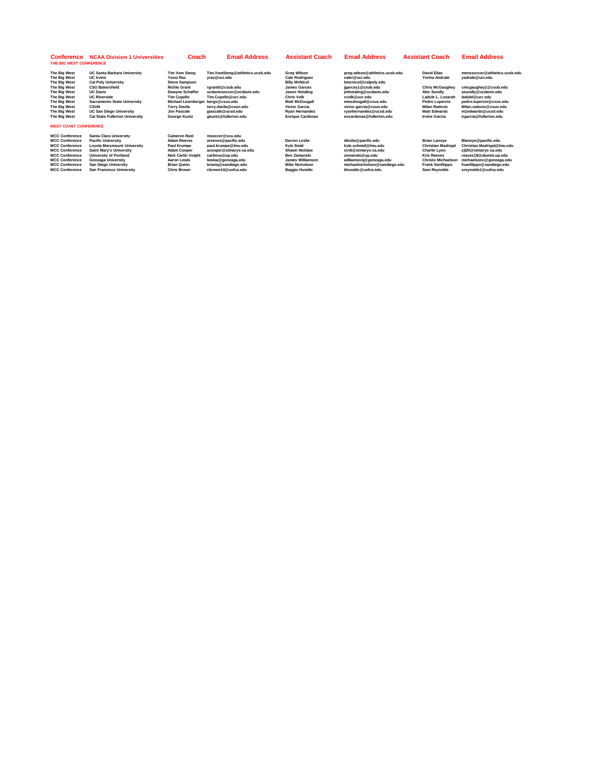| Conference | NCAA Division 1 Universities | Coach | Email Address | Assistant Coach | Email Address | Assistant Coach | Email Address |
|---|---|---|---|---|---|---|---|
| THE BIG WEST CONFERENCE | | | | | | | |
| The Big West | UC Santa Barbara University | Tim Vom Steeg | Tim.VomSteeg@athletics.ucsb.edu | Greg Wilson | greg.wilson@athletics.ucsb.edu | David Elias | menssoccer@athletics.ucsb.edu |
| The Big West | UC Irvine | Yossi Raz | yraz@uci.edu | Cale Rodriguez | caler@uci.edu | Yonha Andrabi | yadrabi@uci.edu |
| The Big West | Cal Poly University | Steve Sampson | | Billy McNicol | bmcnicol@calpoly.edu | | |
| The Big West | CSU Bakersfield | Richie Grant | rgrant5@csub.edu | James Garces | jgarces1@csub.edu | Chris McGaughey | cmcgaughey1@csub.edu |
| The Big West | UC Davis | Dwayne Schaffer | ucdavissoccer@ucdavis.edu | Jason Hotaling | jmhotaling@ucdavis.edu | Alec Sundly | asundly@ucdavis.edu |
| The Big West | UC Riverside | Tim Cupello | Tim.Cupello@ucr.edu | Chris Volk | cvolk@ucr.edu | Ladule L. Losarah | ladulel@ucr.edu |
| The Big West | Sacramento State University | Michael Linenberger | bergs@csus.edu | Matt McDougall | mmcdougall@csus.edu | Pedro Lupercio | pedro.lupercio@csus.edu |
| The Big West | CSUN | Terry Davila | terry.davila@csun.edu | Victor Garcia | victor.garcia@csun.edu | Milan Radovic | Milan.radovic@csun.edu |
| The Big West | UC San Diego University | Jon Pascale | jpascale@ucsd.edu | Ryan Hernandez | ryanhernandez@ucsd.edu | Matt Edwards | m1edwards@ucsd.edu |
| The Big West | Cal State Fullerton University | George Kuntz | gkuntz@fullerton.edu | Enrique Cardenas | encardenas@fullerton.edu | Irvine Garcia | irgarcia@fullerton.edu |
| WEST COAST CONFERENCE | | | | | | | |
| WCC Conference | Santa Clara University | Cameron Rast | msoccer@scu.edu | | | | |
| WCC Conference | Pacific University | Adam Reeves | areeves@pacific.edu | Darren Leslie | dleslie@pacific.edu | Brian Lanoye | Blanoye@pacific.edu |
| WCC Conference | Loyola Marymount University | Paul Krumpe | paul.krumpe@lmu.edu | Kyle Smid | kyle.schmid@lmu.edu | Christian Madrigal | Christian.Madrigal@lmu.edu |
| WCC Conference | Saint Mary's University | Adam Cooper | acooper@stmarys-ca.edu | Shawn Nicklaw | srn6@stmarys-ca.edu | Charlie Lyon | cjl20@stmarys-ca.edu |
| WCC Conference | University of Portland | Nick Carlin Voight | carlinvo@up.edu | Ben Zamanski | zemanski@up.edu | Kris Reeves | reaves19@alumni.up.edu |
| WCC Conference | Gonzaga University | Aaron Lewis | lewisa@gonzaga.edu | James Williamson | williamsonj@gonzaga.edu | Christo Michaelson | michaelsonc@gonzaga.edu |
| WCC Conference | San Diego University | Brian Quinn | brianq@sandiego.edu | Mike Nicholson | michaelnicholson@sandiego.edu | Frank Sanfilippo | fsanfilippo@sandiego.edu |
| WCC Conference | San Francisco University | Chris Brown | cbrown14@usfca.edu | Baggio Husidic | bhusidic@usfca.edu | Sam Reynolds | sreynolds1@usfca.edu |